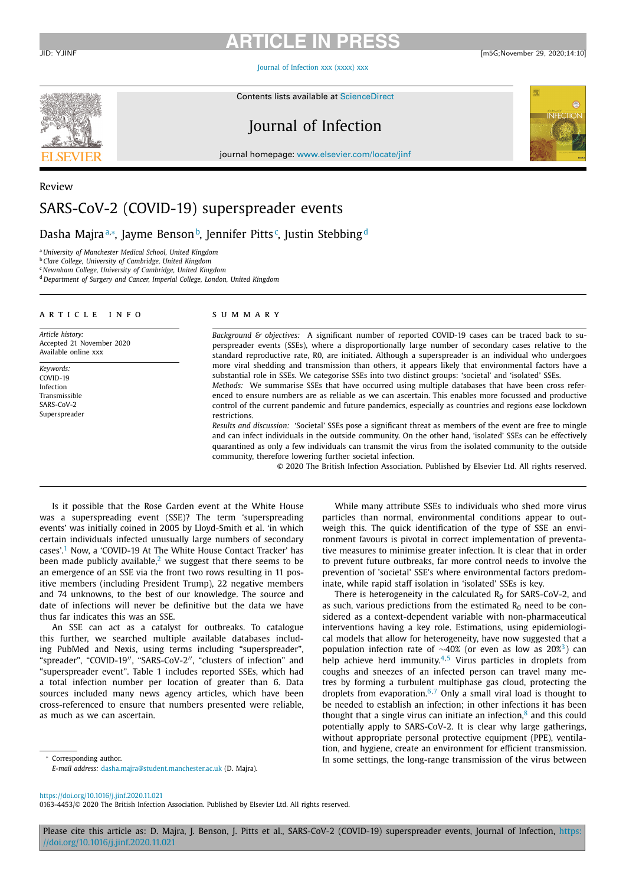Review

# SARS-CoV-2 (COVID-19) superspreader events

Dasha Majra[a,*], Jayme Benson[b], Jennifer Pitts[c], Justin Stebbing[d]

[a] University of Manchester Medical School, United Kingdom
[b] Clare College, University of Cambridge, United Kingdom
[c] Newnham College, University of Cambridge, United Kingdom
[d] Department of Surgery and Cancer, Imperial College, London, United Kingdom

## ARTICLE INFO

*Article history:*
Accepted 21 November 2020
Available online xxx

*Keywords:*
COVID-19
Infection
Transmissible
SARS-CoV-2
Superspreader

## SUMMARY

*Background & objectives:* A significant number of reported COVID-19 cases can be traced back to superspreader events (SSEs), where a disproportionally large number of secondary cases relative to the standard reproductive rate, R0, are initiated. Although a superspreader is an individual who undergoes more viral shedding and transmission than others, it appears likely that environmental factors have a substantial role in SSEs. We categorise SSEs into two distinct groups: 'societal' and 'isolated' SSEs.

*Methods:* We summarise SSEs that have occurred using multiple databases that have been cross referenced to ensure numbers are as reliable as we can ascertain. This enables more focussed and productive control of the current pandemic and future pandemics, especially as countries and regions ease lockdown restrictions.

*Results and discussion:* 'Societal' SSEs pose a significant threat as members of the event are free to mingle and can infect individuals in the outside community. On the other hand, 'isolated' SSEs can be effectively quarantined as only a few individuals can transmit the virus from the isolated community to the outside community, therefore lowering further societal infection.

© 2020 The British Infection Association. Published by Elsevier Ltd. All rights reserved.

Is it possible that the Rose Garden event at the White House was a superspreading event (SSE)? The term 'superspreading events' was initially coined in 2005 by Lloyd-Smith et al. 'in which certain individuals infected unusually large numbers of secondary cases'.[1] Now, a 'COVID-19 At The White House Contact Tracker' has been made publicly available,[2] we suggest that there seems to be an emergence of an SSE via the front two rows resulting in 11 positive members (including President Trump), 22 negative members and 74 unknowns, to the best of our knowledge. The source and date of infections will never be definitive but the data we have thus far indicates this was an SSE.

An SSE can act as a catalyst for outbreaks. To catalogue this further, we searched multiple available databases including PubMed and Nexis, using terms including "superspreader", "spreader", "COVID-19", "SARS-CoV-2", "clusters of infection" and "superspreader event". Table 1 includes reported SSEs, which had a total infection number per location of greater than 6. Data sources included many news agency articles, which have been cross-referenced to ensure that numbers presented were reliable, as much as we can ascertain.

While many attribute SSEs to individuals who shed more virus particles than normal, environmental conditions appear to outweigh this. The quick identification of the type of SSE an environment favours is pivotal in correct implementation of preventative measures to minimise greater infection. It is clear that in order to prevent future outbreaks, far more control needs to involve the prevention of 'societal' SSE's where environmental factors predominate, while rapid staff isolation in 'isolated' SSEs is key.

There is heterogeneity in the calculated $R_0$ for SARS-CoV-2, and as such, various predictions from the estimated $R_0$ need to be considered as a context-dependent variable with non-pharmaceutical interventions having a key role. Estimations, using epidemiological models that allow for heterogeneity, have now suggested that a population infection rate of ~40% (or even as low as 20%[3]) can help achieve herd immunity.[4,5] Virus particles in droplets from coughs and sneezes of an infected person can travel many metres by forming a turbulent multiphase gas cloud, protecting the droplets from evaporation.[6,7] Only a small viral load is thought to be needed to establish an infection; in other infections it has been thought that a single virus can initiate an infection,[8] and this could potentially apply to SARS-CoV-2. It is clear why large gatherings, without appropriate personal protective equipment (PPE), ventilation, and hygiene, create an environment for efficient transmission. In some settings, the long-range transmission of the virus between

* Corresponding author.
*E-mail address:* dasha.majra@student.manchester.ac.uk (D. Majra).

https://doi.org/10.1016/j.jinf.2020.11.021
0163-4453/© 2020 The British Infection Association. Published by Elsevier Ltd. All rights reserved.

Please cite this article as: D. Majra, J. Benson, J. Pitts et al., SARS-CoV-2 (COVID-19) superspreader events, Journal of Infection, https://doi.org/10.1016/j.jinf.2020.11.021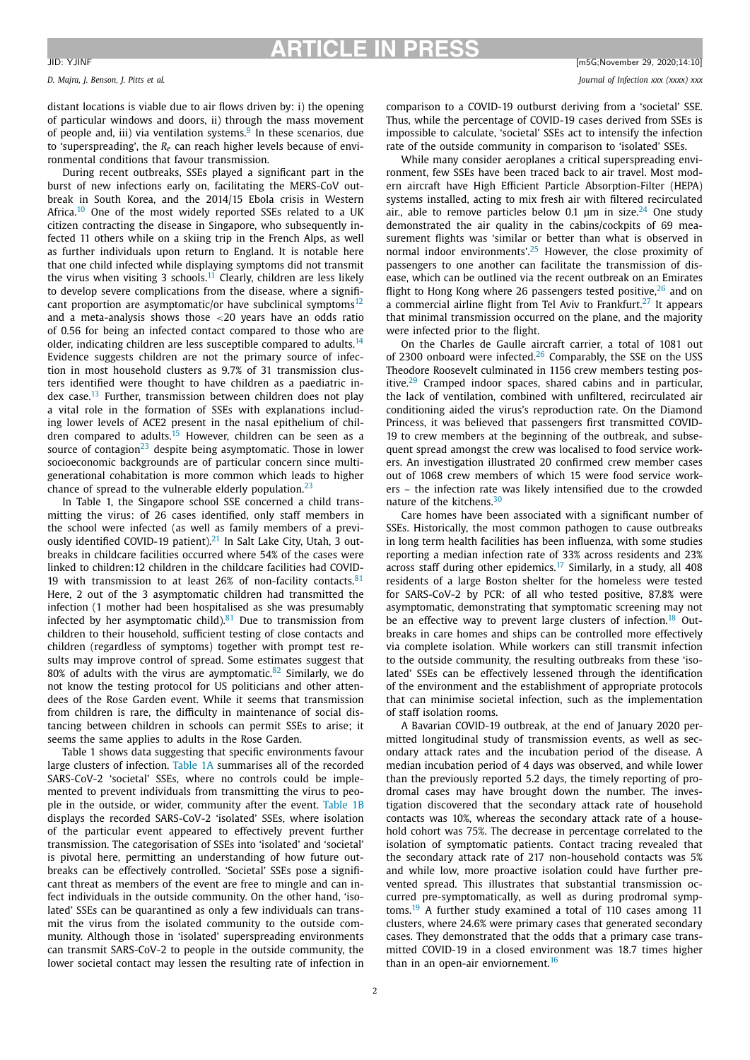distant locations is viable due to air flows driven by: i) the opening of particular windows and doors, ii) through the mass movement of people and, iii) via ventilation systems.[9] In these scenarios, due to 'superspreading', the $R_e$ can reach higher levels because of environmental conditions that favour transmission.

During recent outbreaks, SSEs played a significant part in the burst of new infections early on, facilitating the MERS-CoV outbreak in South Korea, and the 2014/15 Ebola crisis in Western Africa.[10] One of the most widely reported SSEs related to a UK citizen contracting the disease in Singapore, who subsequently infected 11 others while on a skiing trip in the French Alps, as well as further individuals upon return to England. It is notable here that one child infected while displaying symptoms did not transmit the virus when visiting 3 schools.[11] Clearly, children are less likely to develop severe complications from the disease, where a significant proportion are asymptomatic/or have subclinical symptoms[12] and a meta-analysis shows those <20 years have an odds ratio of 0.56 for being an infected contact compared to those who are older, indicating children are less susceptible compared to adults.[14] Evidence suggests children are not the primary source of infection in most household clusters as 9.7% of 31 transmission clusters identified were thought to have children as a paediatric index case.[13] Further, transmission between children does not play a vital role in the formation of SSEs with explanations including lower levels of ACE2 present in the nasal epithelium of children compared to adults.[15] However, children can be seen as a source of contagion[23] despite being asymptomatic. Those in lower socioeconomic backgrounds are of particular concern since multi-generational cohabitation is more common which leads to higher chance of spread to the vulnerable elderly population.[23]

In Table 1, the Singapore school SSE concerned a child transmitting the virus: of 26 cases identified, only staff members in the school were infected (as well as family members of a previously identified COVID-19 patient).[21] In Salt Lake City, Utah, 3 outbreaks in childcare facilities occurred where 54% of the cases were linked to children:12 children in the childcare facilities had COVID-19 with transmission to at least 26% of non-facility contacts.[81] Here, 2 out of the 3 asymptomatic children had transmitted the infection (1 mother had been hospitalised as she was presumably infected by her asymptomatic child).[81] Due to transmission from children to their household, sufficient testing of close contacts and children (regardless of symptoms) together with prompt test results may improve control of spread. Some estimates suggest that 80% of adults with the virus are aymptomatic.[82] Similarly, we do not know the testing protocol for US politicians and other attendees of the Rose Garden event. While it seems that transmission from children is rare, the difficulty in maintenance of social distancing between children in schools can permit SSEs to arise; it seems the same applies to adults in the Rose Garden.

Table 1 shows data suggesting that specific environments favour large clusters of infection. Table 1A summarises all of the recorded SARS-CoV-2 'societal' SSEs, where no controls could be implemented to prevent individuals from transmitting the virus to people in the outside, or wider, community after the event. Table 1B displays the recorded SARS-CoV-2 'isolated' SSEs, where isolation of the particular event appeared to effectively prevent further transmission. The categorisation of SSEs into 'isolated' and 'societal' is pivotal here, permitting an understanding of how future outbreaks can be effectively controlled. 'Societal' SSEs pose a significant threat as members of the event are free to mingle and can infect individuals in the outside community. On the other hand, 'isolated' SSEs can be quarantined as only a few individuals can transmit the virus from the isolated community to the outside community. Although those in 'isolated' superspreading environments can transmit SARS-CoV-2 to people in the outside community, the lower societal contact may lessen the resulting rate of infection in comparison to a COVID-19 outburst deriving from a 'societal' SSE. Thus, while the percentage of COVID-19 cases derived from SSEs is impossible to calculate, 'societal' SSEs act to intensify the infection rate of the outside community in comparison to 'isolated' SSEs.

While many consider aeroplanes a critical superspreading environment, few SSEs have been traced back to air travel. Most modern aircraft have High Efficient Particle Absorption-Filter (HEPA) systems installed, acting to mix fresh air with filtered recirculated air., able to remove particles below 0.1 µm in size.[24] One study demonstrated the air quality in the cabins/cockpits of 69 measurement flights was 'similar or better than what is observed in normal indoor environments'.[25] However, the close proximity of passengers to one another can facilitate the transmission of disease, which can be outlined via the recent outbreak on an Emirates flight to Hong Kong where 26 passengers tested positive,[26] and on a commercial airline flight from Tel Aviv to Frankfurt.[27] It appears that minimal transmission occurred on the plane, and the majority were infected prior to the flight.

On the Charles de Gaulle aircraft carrier, a total of 1081 out of 2300 onboard were infected.[26] Comparably, the SSE on the USS Theodore Roosevelt culminated in 1156 crew members testing positive.[29] Cramped indoor spaces, shared cabins and in particular, the lack of ventilation, combined with unfiltered, recirculated air conditioning aided the virus's reproduction rate. On the Diamond Princess, it was believed that passengers first transmitted COVID-19 to crew members at the beginning of the outbreak, and subsequent spread amongst the crew was localised to food service workers. An investigation illustrated 20 confirmed crew member cases out of 1068 crew members of which 15 were food service workers – the infection rate was likely intensified due to the crowded nature of the kitchens.[30]

Care homes have been associated with a significant number of SSEs. Historically, the most common pathogen to cause outbreaks in long term health facilities has been influenza, with some studies reporting a median infection rate of 33% across residents and 23% across staff during other epidemics.[17] Similarly, in a study, all 408 residents of a large Boston shelter for the homeless were tested for SARS-CoV-2 by PCR: of all who tested positive, 87.8% were asymptomatic, demonstrating that symptomatic screening may not be an effective way to prevent large clusters of infection.[18] Outbreaks in care homes and ships can be controlled more effectively via complete isolation. While workers can still transmit infection to the outside community, the resulting outbreaks from these 'isolated' SSEs can be effectively lessened through the identification of the environment and the establishment of appropriate protocols that can minimise societal infection, such as the implementation of staff isolation rooms.

A Bavarian COVID-19 outbreak, at the end of January 2020 permitted longitudinal study of transmission events, as well as secondary attack rates and the incubation period of the disease. A median incubation period of 4 days was observed, and while lower than the previously reported 5.2 days, the timely reporting of prodromal cases may have brought down the number. The investigation discovered that the secondary attack rate of household contacts was 10%, whereas the secondary attack rate of a household cohort was 75%. The decrease in percentage correlated to the isolation of symptomatic patients. Contact tracing revealed that the secondary attack rate of 217 non-household contacts was 5% and while low, more proactive isolation could have further prevented spread. This illustrates that substantial transmission occurred pre-symptomatically, as well as during prodromal symptoms.[19] A further study examined a total of 110 cases among 11 clusters, where 24.6% were primary cases that generated secondary cases. They demonstrated that the odds that a primary case transmitted COVID-19 in a closed environment was 18.7 times higher than in an open-air enviornement.[16]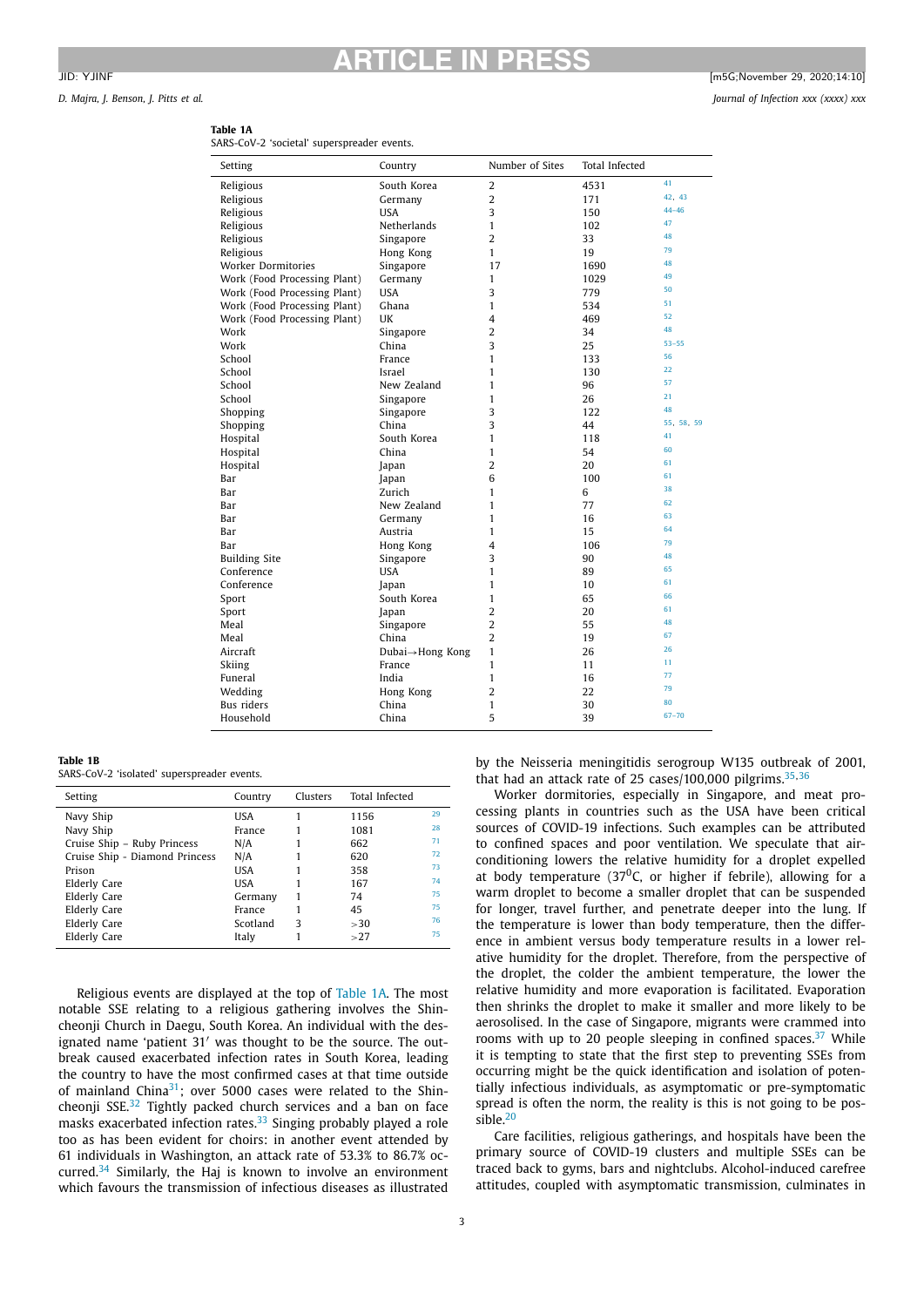**Table 1A**
SARS-CoV-2 'societal' superspreader events.

| Setting | Country | Number of Sites | Total Infected | |
|---|---|---|---|---|
| Religious | South Korea | 2 | 4531 | 41 |
| Religious | Germany | 2 | 171 | 42, 43 |
| Religious | USA | 3 | 150 | 44–46 |
| Religious | Netherlands | 1 | 102 | 47 |
| Religious | Singapore | 2 | 33 | 48 |
| Religious | Hong Kong | 1 | 19 | 79 |
| Worker Dormitories | Singapore | 17 | 1690 | 48 |
| Work (Food Processing Plant) | Germany | 1 | 1029 | 49 |
| Work (Food Processing Plant) | USA | 3 | 779 | 50 |
| Work (Food Processing Plant) | Ghana | 1 | 534 | 51 |
| Work (Food Processing Plant) | UK | 4 | 469 | 52 |
| Work | Singapore | 2 | 34 | 48 |
| Work | China | 3 | 25 | 53–55 |
| School | France | 1 | 133 | 56 |
| School | Israel | 1 | 130 | 22 |
| School | New Zealand | 1 | 96 | 57 |
| School | Singapore | 1 | 26 | 21 |
| Shopping | Singapore | 3 | 122 | 48 |
| Shopping | China | 3 | 44 | 55, 58, 59 |
| Hospital | South Korea | 1 | 118 | 41 |
| Hospital | China | 1 | 54 | 60 |
| Hospital | Japan | 2 | 20 | 61 |
| Bar | Japan | 6 | 100 | 61 |
| Bar | Zurich | 1 | 6 | 38 |
| Bar | New Zealand | 1 | 77 | 62 |
| Bar | Germany | 1 | 16 | 63 |
| Bar | Austria | 1 | 15 | 64 |
| Bar | Hong Kong | 4 | 106 | 79 |
| Building Site | Singapore | 3 | 90 | 48 |
| Conference | USA | 1 | 89 | 65 |
| Conference | Japan | 1 | 10 | 61 |
| Sport | South Korea | 1 | 65 | 66 |
| Sport | Japan | 2 | 20 | 61 |
| Meal | Singapore | 2 | 55 | 48 |
| Meal | China | 2 | 19 | 67 |
| Aircraft | Dubai→Hong Kong | 1 | 26 | 26 |
| Skiing | France | 1 | 11 | 11 |
| Funeral | India | 1 | 16 | 77 |
| Wedding | Hong Kong | 2 | 22 | 79 |
| Bus riders | China | 1 | 30 | 80 |
| Household | China | 5 | 39 | 67–70 |

**Table 1B**
SARS-CoV-2 'isolated' superspreader events.

| Setting | Country | Clusters | Total Infected | |
|---|---|---|---|---|
| Navy Ship | USA | 1 | 1156 | 29 |
| Navy Ship | France | 1 | 1081 | 28 |
| Cruise Ship – Ruby Princess | N/A | 1 | 662 | 71 |
| Cruise Ship - Diamond Princess | N/A | 1 | 620 | 72 |
| Prison | USA | 1 | 358 | 73 |
| Elderly Care | USA | 1 | 167 | 74 |
| Elderly Care | Germany | 1 | 74 | 75 |
| Elderly Care | France | 1 | 45 | 75 |
| Elderly Care | Scotland | 3 | >30 | 76 |
| Elderly Care | Italy | 1 | >27 | 75 |

Religious events are displayed at the top of Table 1A. The most notable SSE relating to a religious gathering involves the Shincheonji Church in Daegu, South Korea. An individual with the designated name 'patient 31′ was thought to be the source. The outbreak caused exacerbated infection rates in South Korea, leading the country to have the most confirmed cases at that time outside of mainland China[31]; over 5000 cases were related to the Shincheonji SSE.[32] Tightly packed church services and a ban on face masks exacerbated infection rates.[33] Singing probably played a role too as has been evident for choirs: in another event attended by 61 individuals in Washington, an attack rate of 53.3% to 86.7% occurred.[34] Similarly, the Haj is known to involve an environment which favours the transmission of infectious diseases as illustrated by the Neisseria meningitidis serogroup W135 outbreak of 2001, that had an attack rate of 25 cases/100,000 pilgrims.[35,36]

Worker dormitories, especially in Singapore, and meat processing plants in countries such as the USA have been critical sources of COVID-19 infections. Such examples can be attributed to confined spaces and poor ventilation. We speculate that air-conditioning lowers the relative humidity for a droplet expelled at body temperature (37$^0$C, or higher if febrile), allowing for a warm droplet to become a smaller droplet that can be suspended for longer, travel further, and penetrate deeper into the lung. If the temperature is lower than body temperature, then the difference in ambient versus body temperature results in a lower relative humidity for the droplet. Therefore, from the perspective of the droplet, the colder the ambient temperature, the lower the relative humidity and more evaporation is facilitated. Evaporation then shrinks the droplet to make it smaller and more likely to be aerosolised. In the case of Singapore, migrants were crammed into rooms with up to 20 people sleeping in confined spaces.[37] While it is tempting to state that the first step to preventing SSEs from occurring might be the quick identification and isolation of potentially infectious individuals, as asymptomatic or pre-symptomatic spread is often the norm, the reality is this is not going to be possible.[20]

Care facilities, religious gatherings, and hospitals have been the primary source of COVID-19 clusters and multiple SSEs can be traced back to gyms, bars and nightclubs. Alcohol-induced carefree attitudes, coupled with asymptomatic transmission, culminates in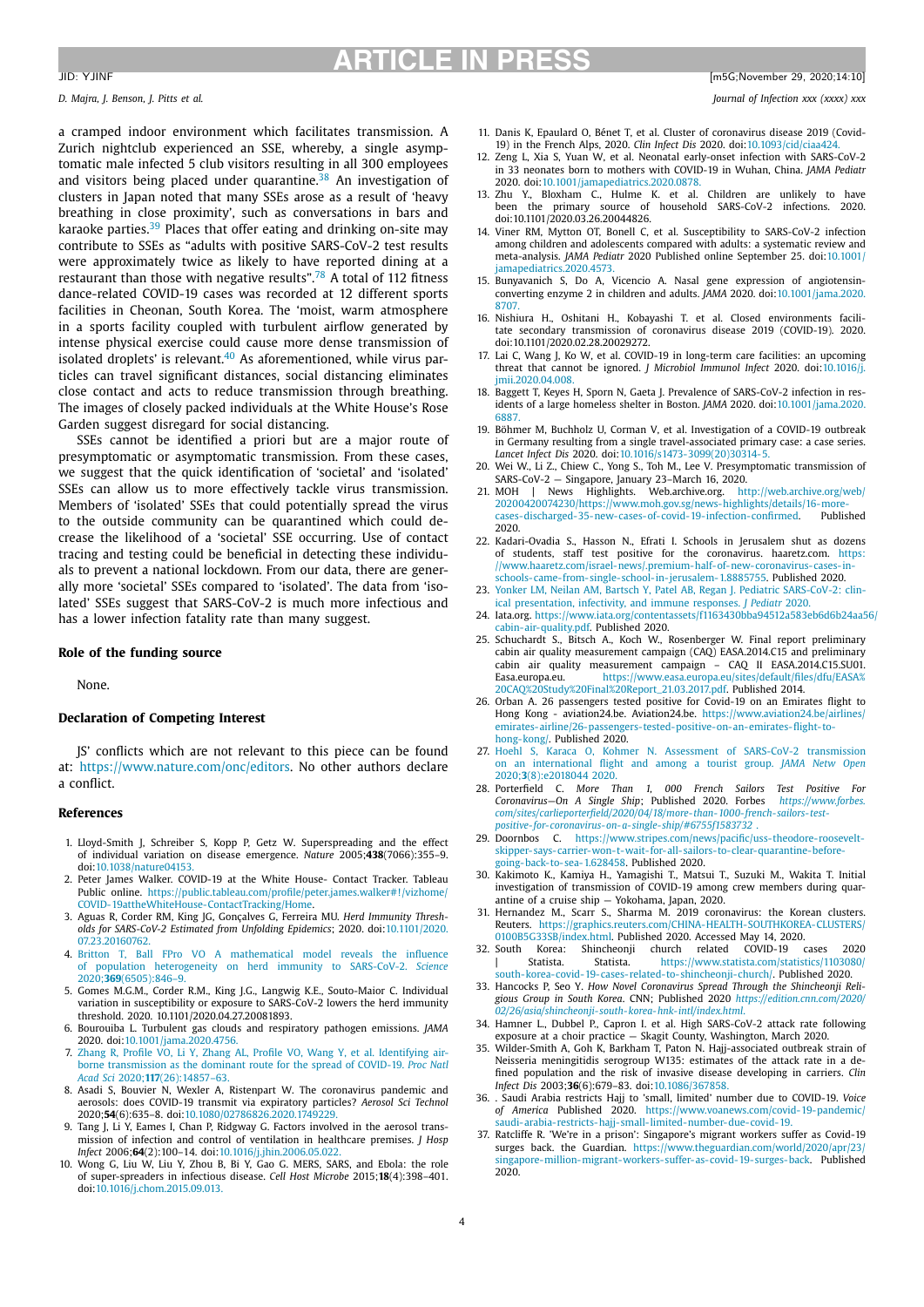a cramped indoor environment which facilitates transmission. A Zurich nightclub experienced an SSE, whereby, a single asymptomatic male infected 5 club visitors resulting in all 300 employees and visitors being placed under quarantine.[38] An investigation of clusters in Japan noted that many SSEs arose as a result of 'heavy breathing in close proximity', such as conversations in bars and karaoke parties.[39] Places that offer eating and drinking on-site may contribute to SSEs as "adults with positive SARS-CoV-2 test results were approximately twice as likely to have reported dining at a restaurant than those with negative results".[78] A total of 112 fitness dance-related COVID-19 cases was recorded at 12 different sports facilities in Cheonan, South Korea. The 'moist, warm atmosphere in a sports facility coupled with turbulent airflow generated by intense physical exercise could cause more dense transmission of isolated droplets' is relevant.[40] As aforementioned, while virus particles can travel significant distances, social distancing eliminates close contact and acts to reduce transmission through breathing. The images of closely packed individuals at the White House's Rose Garden suggest disregard for social distancing.

SSEs cannot be identified a priori but are a major route of presymptomatic or asymptomatic transmission. From these cases, we suggest that the quick identification of 'societal' and 'isolated' SSEs can allow us to more effectively tackle virus transmission. Members of 'isolated' SSEs that could potentially spread the virus to the outside community can be quarantined which could decrease the likelihood of a 'societal' SSE occurring. Use of contact tracing and testing could be beneficial in detecting these individuals to prevent a national lockdown. From our data, there are generally more 'societal' SSEs compared to 'isolated'. The data from 'isolated' SSEs suggest that SARS-CoV-2 is much more infectious and has a lower infection fatality rate than many suggest.

## Role of the funding source

None.

## Declaration of Competing Interest

JS' conflicts which are not relevant to this piece can be found at: https://www.nature.com/onc/editors. No other authors declare a conflict.

## References

1. Lloyd-Smith J, Schreiber S, Kopp P, Getz W. Superspreading and the effect of individual variation on disease emergence. *Nature* 2005;**438**(7066):355–9. doi:10.1038/nature04153.
2. Peter James Walker. COVID-19 at the White House- Contact Tracker. Tableau Public online. https://public.tableau.com/profile/peter.james.walker#!/vizhome/COVID-19attheWhiteHouse-ContactTracking/Home.
3. Aguas R, Corder RM, King JG, Gonçalves G, Ferreira MU. *Herd Immunity Thresholds for SARS-CoV-2 Estimated from Unfolding Epidemics*; 2020. doi:10.1101/2020.07.23.20160762.
4. Britton T, Ball FPro VO A mathematical model reveals the influence of population heterogeneity on herd immunity to SARS-CoV-2. *Science* 2020;**369**(6505):846–9.
5. Gomes M.G.M., Corder R.M., King J.G., Langwig K.E., Souto-Maior C. Individual variation in susceptibility or exposure to SARS-CoV-2 lowers the herd immunity threshold. 2020. 10.1101/2020.04.27.20081893.
6. Bourouiba L. Turbulent gas clouds and respiratory pathogen emissions. *JAMA* 2020. doi:10.1001/jama.2020.4756.
7. Zhang R, Profile VO, Li Y, Zhang AL, Profile VO, Wang Y, et al. Identifying airborne transmission as the dominant route for the spread of COVID-19. *Proc Natl Acad Sci* 2020;**117**(26):14857–63.
8. Asadi S, Bouvier N, Wexler A, Ristenpart W. The coronavirus pandemic and aerosols: does COVID-19 transmit via expiratory particles? *Aerosol Sci Technol* 2020;**54**(6):635–8. doi:10.1080/02786826.2020.1749229.
9. Tang J, Li Y, Eames I, Chan P, Ridgway G. Factors involved in the aerosol transmission of infection and control of ventilation in healthcare premises. *J Hosp Infect* 2006;**64**(2):100–14. doi:10.1016/j.jhin.2006.05.022.
10. Wong G, Liu W, Liu Y, Zhou B, Bi Y, Gao G. MERS, SARS, and Ebola: the role of super-spreaders in infectious disease. *Cell Host Microbe* 2015;**18**(4):398–401. doi:10.1016/j.chom.2015.09.013.
11. Danis K, Epaulard O, Bénet T, et al. Cluster of coronavirus disease 2019 (Covid-19) in the French Alps, 2020. *Clin Infect Dis* 2020. doi:10.1093/cid/ciaa424.
12. Zeng L, Xia S, Yuan W, et al. Neonatal early-onset infection with SARS-CoV-2 in 33 neonates born to mothers with COVID-19 in Wuhan, China. *JAMA Pediatr* 2020. doi:10.1001/jamapediatrics.2020.0878.
13. Zhu Y., Bloxham C., Hulme K. et al. Children are unlikely to have been the primary source of household SARS-CoV-2 infections. 2020. doi:10.1101/2020.03.26.20044826.
14. Viner RM, Mytton OT, Bonell C, et al. Susceptibility to SARS-CoV-2 infection among children and adolescents compared with adults: a systematic review and meta-analysis. *JAMA Pediatr* 2020 Published online September 25. doi:10.1001/jamapediatrics.2020.4573.
15. Bunyavanich S, Do A, Vicencio A. Nasal gene expression of angiotensin-converting enzyme 2 in children and adults. *JAMA* 2020. doi:10.1001/jama.2020.8707.
16. Nishiura H., Oshitani H., Kobayashi T. et al. Closed environments facilitate secondary transmission of coronavirus disease 2019 (COVID-19). 2020. doi:10.1101/2020.02.28.20029272.
17. Lai C, Wang J, Ko W, et al. COVID-19 in long-term care facilities: an upcoming threat that cannot be ignored. *J Microbiol Immunol Infect* 2020. doi:10.1016/j.jmii.2020.04.008.
18. Baggett T, Keyes H, Sporn N, Gaeta J. Prevalence of SARS-CoV-2 infection in residents of a large homeless shelter in Boston. *JAMA* 2020. doi:10.1001/jama.2020.6887.
19. Böhmer M, Buchholz U, Corman V, et al. Investigation of a COVID-19 outbreak in Germany resulting from a single travel-associated primary case: a case series. *Lancet Infect Dis* 2020. doi:10.1016/s1473-3099(20)30314-5.
20. Wei W., Li Z., Chiew C., Yong S., Toh M., Lee V. Presymptomatic transmission of SARS-CoV-2 — Singapore, January 23–March 16, 2020.
21. MOH | News Highlights. Web.archive.org. http://web.archive.org/web/20200420074230/https://www.moh.gov.sg/news-highlights/details/16-more-cases-discharged-35-new-cases-of-covid-19-infection-confirmed. Published 2020.
22. Kadari-Ovadia S., Hasson N., Efrati I. Schools in Jerusalem shut as dozens of students, staff test positive for the coronavirus. haaretz.com. https://www.haaretz.com/israel-news/.premium-half-of-new-coronavirus-cases-in-schools-came-from-single-school-in-jerusalem-1.8885755. Published 2020.
23. Yonker LM, Neilan AM, Bartsch Y, Patel AB, Regan J. Pediatric SARS-CoV-2: clinical presentation, infectivity, and immune responses. *J Pediatr* 2020.
24. Iata.org. https://www.iata.org/contentassets/f1163430bba94512a583eb6d6b24aa56/cabin-air-quality.pdf. Published 2020.
25. Schuchardt S., Bitsch A., Koch W., Rosenberger W. Final report preliminary cabin air quality measurement campaign (CAQ) EASA.2014.C15 and preliminary cabin air quality measurement campaign – CAQ II EASA.2014.C15.SU01. Easa.europa.eu. https://www.easa.europa.eu/sites/default/files/dfu/EASA%20CAQ%20Study%20Final%20Report_21.03.2017.pdf. Published 2014.
26. Orban A. 26 passengers tested positive for Covid-19 on an Emirates flight to Hong Kong - aviation24.be. Aviation24.be. https://www.aviation24.be/airlines/emirates-airline/26-passengers-tested-positive-on-an-emirates-flight-to-hong-kong/. Published 2020.
27. Hoehl S, Karaca O, Kohmer N. Assessment of SARS-CoV-2 transmission on an international flight and among a tourist group. *JAMA Netw Open* 2020;**3**(8):e2018044 2020.
28. Porterfield C. *More Than 1, 000 French Sailors Test Positive For Coronavirus—On A Single Ship*; Published 2020. Forbes *https://www.forbes.com/sites/carlieporterfield/2020/04/18/more-than-1000-french-sailors-test-positive-for-coronavirus-on-a-single-ship/#6755f1583732* .
29. Doornbos C. https://www.stripes.com/news/pacific/uss-theodore-roosevelt-skipper-says-carrier-won-t-wait-for-all-sailors-to-clear-quarantine-before-going-back-to-sea-1.628458. Published 2020.
30. Kakimoto K., Kamiya H., Yamagishi T., Matsui T., Suzuki M., Wakita T. Initial investigation of transmission of COVID-19 among crew members during quarantine of a cruise ship — Yokohama, Japan, 2020.
31. Hernandez M., Scarr S., Sharma M. 2019 coronavirus: the Korean clusters. Reuters. https://graphics.reuters.com/CHINA-HEALTH-SOUTHKOREA-CLUSTERS/0100B5G33SB/index.html. Published 2020. Accessed May 14, 2020.
32. South Korea: Shincheonji church related COVID-19 cases 2020 | Statista. Statista. https://www.statista.com/statistics/1103080/south-korea-covid-19-cases-related-to-shincheonji-church/. Published 2020.
33. Hancocks P, Seo Y. *How Novel Coronavirus Spread Through the Shincheonji Religious Group in South Korea*. CNN; Published 2020 *https://edition.cnn.com/2020/02/26/asia/shincheonji-south-korea-hnk-intl/index.html*.
34. Hamner L., Dubbel P., Capron I. et al. High SARS-CoV-2 attack rate following exposure at a choir practice — Skagit County, Washington, March 2020.
35. Wilder-Smith A, Goh K, Barkham T, Paton N. Hajj-associated outbreak strain of Neisseria meningitidis serogroup W135: estimates of the attack rate in a defined population and the risk of invasive disease developing in carriers. *Clin Infect Dis* 2003;**36**(6):679–83. doi:10.1086/367858.
36. . Saudi Arabia restricts Hajj to 'small, limited' number due to COVID-19. *Voice of America* Published 2020. https://www.voanews.com/covid-19-pandemic/saudi-arabia-restricts-hajj-small-limited-number-due-covid-19.
37. Ratcliffe R. 'We're in a prison': Singapore's migrant workers suffer as Covid-19 surges back. The Guardian. https://www.theguardian.com/world/2020/apr/23/singapore-million-migrant-workers-suffer-as-covid-19-surges-back. Published 2020.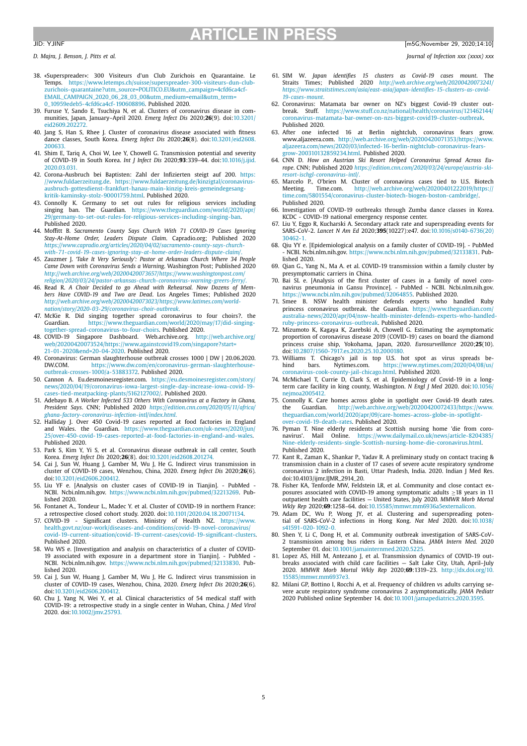38. «Superspreader»: 300 Visiteurs d'un Club Zurichois en Quarantaine. Le Temps. https://www.letemps.ch/suisse/superspreader-300-visiteurs-dun-club-zurichois-quarantaine?utm_source=POLITICO.EU&utm_campaign=4cfd6ca4cf-EMAIL_CAMPAIGN_2020_06_28_03_00&utm_medium=email&utm_term=0_10959edeb5-4cfd6ca4cf-190608896. Published 2020.
39. Furuse Y, Sando E, Tsuchiya N, et al. Clusters of coronavirus disease in communities, Japan, January–April 2020. *Emerg Infect Dis* 2020;**26**(9). doi:10.3201/eid2609.202272.
40. Jang S, Han S, Rhee J. Cluster of coronavirus disease associated with fitness dance classes, South Korea. *Emerg Infect Dis* 2020;**26**(8). doi:10.3201/eid2608.200633.
41. Shim E, Tariq A, Choi W, Lee Y, Chowell G. Transmission potential and severity of COVID-19 in South Korea. *Int J Infect Dis* 2020;**93**:339–44. doi:10.1016/j.ijid.2020.03.031.
42. Corona-Ausbruch bei Baptisten: Zahl der Infizierten steigt auf 200. https://www.fuldaerzeitung.de. https://www.fuldaerzeitung.de/kinzigtal/coronavirus-ausbruch-gottesdienst-frankfurt-hanau-main-kinzig-kreis-gemeindegesang-kritik-kaminsky-stolz-90001759.html. Published 2020.
43. Connolly K. Germany to set out rules for religious services including singing ban. The Guardian. https://www.theguardian.com/world/2020/apr/29/germany-to-set-out-rules-for-religious-services-including-singing-ban. Published 2020.
44. Moffitt B. *Sacramento County Says Church With 71 COVID-19 Cases Ignoring Stay-At-Home Order, Leaders Dispute Claim.* Capradio.org; Published 2020 *https://www.capradio.org/articles/2020/04/02/sacramento-county-says-church-with-71-covid-19-cases-ignoring-stay-at-home-order-leaders-dispute-claim/*.
45. Zauzmer J. *'Take It Very Seriously': Pastor at Arkansas Church Where 34 People Came Down with Coronavirus Sends a Warning.* Washington Post; Published 2020 *http://web.archive.org/web/20200420073657/https://www.washingtonpost.com/religion/2020/03/24/pastor-arkansas-church-coronavirus-warning-greers-ferry/*.
46. Read R. *A Choir Decided to go Ahead with Rehearsal. Now Dozens of Members Have COVID-19 and Two are Dead.* Los Angeles Times; Published 2020 *http://web.archive.org/web/20200420073023/https://www.latimes.com/world-nation/story/2020-03-29/coronavirus-choir-outbreak*.
47. McKie R. Did singing together spread coronavirus to four choirs?. the Guardian. https://www.theguardian.com/world/2020/may/17/did-singing-together-spread-coronavirus-to-four-choirs. Published 2020.
48. COVID-19 Singapore Dashboard. Web.archive.org. http://web.archive.org/web/20200420073524/https://www.againstcovid19.com/singapore?start=21-01-2020&end=20-04-2020. Published 2020.
49. Coronavirus: German slaughterhouse outbreak crosses 1000 | DW | 20.06.2020. DW.COM. https://www.dw.com/en/coronavirus-german-slaughterhouse-outbreak-crosses-1000/a-53883372. Published 2020.
50. Cannon A. Eu.desmoinesregister.com. https://eu.desmoinesregister.com/story/news/2020/04/19/coronavirus-iowa-largest-single-day-increase-iowa-covid-19-cases-tied-meatpacking-plants/5162127002/. Published 2020.
51. Adebayo B. *A Worker Infected 533 Others With Coronavirus at a Factory in Ghana, President Says.* CNN; Published 2020 *https://edition.cnn.com/2020/05/11/africa/ghana-factory-coronavirus-infection-intl/index.html*.
52. Halliday J. Over 450 Covid-19 cases reported at food factories in England and Wales. the Guardian. https://www.theguardian.com/uk-news/2020/jun/25/over-450-covid-19-cases-reported-at-food-factories-in-england-and-wales. Published 2020.
53. Park S, Kim Y, Yi S, et al. Coronavirus disease outbreak in call center, South Korea. *Emerg Infect Dis* 2020;**26**(8). doi:10.3201/eid2608.201274.
54. Cai J, Sun W, Huang J, Gamber M, Wu J, He G. Indirect virus transmission in cluster of COVID-19 cases, Wenzhou, China, 2020. *Emerg Infect Dis* 2020;**26**(6). doi:10.3201/eid2606.200412.
55. Liu YF e. [Analysis on cluster cases of COVID-19 in Tianjin]. - PubMed - NCBI. Ncbi.nlm.nih.gov. https://www.ncbi.nlm.nih.gov/pubmed/32213269. Published 2020.
56. Fontanet A., Tondeur L., Madec Y. et al. Cluster of COVID-19 in northern France: a retrospective closed cohort study. 2020. doi:10.1101/2020.04.18.20071134.
57. COVID-19 - Significant clusters. Ministry of Health NZ. https://www.health.govt.nz/our-work/diseases-and-conditions/covid-19-novel-coronavirus/covid-19-current-situation/covid-19-current-cases/covid-19-significant-clusters. Published 2020.
58. Wu WS e. [Investigation and analysis on characteristics of a cluster of COVID-19 associated with exposure in a department store in Tianjin]. - PubMed - NCBI. Ncbi.nlm.nih.gov. https://www.ncbi.nlm.nih.gov/pubmed/32133830. Published 2020.
59. Cai J, Sun W, Huang J, Gamber M, Wu J, He G. Indirect virus transmission in cluster of COVID-19 cases, Wenzhou, China, 2020. *Emerg Infect Dis* 2020;**26**(6). doi:10.3201/eid2606.200412.
60. Chu J, Yang N, Wei Y, et al. Clinical characteristics of 54 medical staff with COVID-19: a retrospective study in a single center in Wuhan, China. *J Med Virol* 2020. doi:10.1002/jmv.25793.
61. SIM W. *Japan identifies 15 clusters as Covid-19 cases mount.* The Straits Times; Published 2020 *http://web.archive.org/web/20200420073241/https://www.straitstimes.com/asia/east-asia/japan-identifies-15-clusters-as-covid-19-cases-mount*.
62. Coronavirus: Matamata bar owner on NZ's biggest Covid-19 cluster outbreak. Stuff. https://www.stuff.co.nz/national/health/coronavirus/121462144/coronavirus-matamata-bar-owner-on-nzs-biggest-covid19-cluster-outbreak. Published 2020.
63. After one infected 16 at Berlin nightclub, coronavirus fears grow. www.aljazeera.com. http://web.archive.org/web/20200420071353/https://www.aljazeera.com/news/2020/03/infected-16-berlin-nightclub-coronavirus-fears-grow-200310132859234.html. Published 2020.
64. CNN D. *How an Austrian Ski Resort Helped Coronavirus Spread Across Europe.* CNN; Published 2020 *https://edition.cnn.com/2020/03/24/europe/austria-ski-resort-ischgl-coronavirus-intl/*.
65. Marcelo P., O'brien M. Cluster of coronavirus cases tied to U.S. Biotech Meeting. Time.com. http://web.archive.org/web/20200401222019/https://time.com/5801554/coronavirus-cluster-biotech-biogen-boston-cambridge/. Published 2020.
66. Investigation of COVID-19 outbreaks through Zumba dance classes in Korea. KCDC - COVID-19 national emergency response center.
67. Liu Y, Eggo R, Kucharski A. Secondary attack rate and superspreading events for SARS-CoV-2. *Lancet N Am Ed* 2020;**395**(10227):e47. doi:10.1016/s0140-6736(20)30462-1.
68. Qiu YY e. [Epidemiological analysis on a family cluster of COVID-19]. - PubMed - NCBI. Ncbi.nlm.nih.gov. https://www.ncbi.nlm.nih.gov/pubmed/32133831. Published 2020.
69. Qian G., Yang N., Ma A. et al. COVID-19 transmission within a family cluster by presymptomatic carriers in China.
70. Bai SL e. [Analysis of the first cluster of cases in a family of novel coronavirus pneumonia in Gansu Province]. - PubMed - NCBI. Ncbi.nlm.nih.gov. https://www.ncbi.nlm.nih.gov/pubmed/32064855. Published 2020.
71. Smee B. NSW health minister defends experts who handled Ruby princess coronavirus outbreak. the Guardian. https://www.theguardian.com/australia-news/2020/apr/04/nsw-health-minister-defends-experts-who-handled-ruby-princess-coronavirus-outbreak. Published 2020.
72. Mizumoto K, Kagaya K, Zarebski A, Chowell G. Estimating the asymptomatic proportion of coronavirus disease 2019 (COVID-19) cases on board the diamond princess cruise ship, Yokohama, Japan, 2020. *Eurosurveillance* 2020;**25**(10). doi:10.2807/1560-7917.es.2020.25.10.2000180.
73. Williams T. Chicago's jail is top U.S. hot spot as virus spreads behind bars. Nytimes.com. https://www.nytimes.com/2020/04/08/us/coronavirus-cook-county-jail-chicago.html. Published 2020.
74. McMichael T, Currie D, Clark S, et al. Epidemiology of Covid-19 in a long-term care facility in king county, Washington. *N Engl J Med* 2020. doi:10.1056/nejmoa2005412.
75. Connolly K. Care homes across globe in spotlight over Covid-19 death rates. the Guardian. http://web.archive.org/web/20200420072433/https://www.theguardian.com/world/2020/apr/09/care-homes-across-globe-in-spotlight-over-covid-19-death-rates. Published 2020.
76. Pyman T. Nine elderly residents at Scottish nursing home 'die from coronavirus'. Mail Online. https://www.dailymail.co.uk/news/article-8204385/Nine-elderly-residents-single-Scottish-nursing-home-die-coronavirus.html. Published 2020.
77. Kant R., Zaman K., Shankar P., Yadav R. A preliminary study on contact tracing & transmission chain in a cluster of 17 cases of severe acute respiratory syndrome coronavirus 2 infection in Basti, Uttar Pradesh, India. 2020. Indian J Med Res. doi:10.4103/ijmr.IJMR_2914_20.
78. Fisher KA, Tenforde MW, Feldstein LR, et al. Community and close contact exposures associated with COVID-19 among symptomatic adults ≥18 years in 11 outpatient health care facilities — United States, July 2020. *MMWR Morb Mortal Wkly Rep* 2020;**69**:1258–64. doi:10.15585/mmwr.mm6936a5externalicon.
79. Adam DC, Wu P, Wong JY, et al. Clustering and superspreading potential of SARS-CoV-2 infections in Hong Kong. *Nat Med* 2020. doi:10.1038/s41591-020-1092-0.
80. Shen Y, Li C, Dong H, et al. Community outbreak investigation of SARS-CoV-2 transmission among bus riders in Eastern China. *JAMA Intern Med.* 2020 September 01. doi:10.1001/jamainternmed.2020.5225.
81. Lopez AS, Hill M, Antezano J, et al. Transmission dynamics of COVID-19 outbreaks associated with child care facilities — Salt Lake City, Utah, April–July 2020. *MMWR Morb Mortal Wkly Rep* 2020;**69**:1319–23. http://dx.doi.org/10.15585/mmwr.mm6937e3.
82. Milani GP, Bottino I, Rocchi A, et al. Frequency of children vs adults carrying severe acute respiratory syndrome coronavirus 2 asymptomatically. *JAMA Pediatr* 2020 Published online September 14. doi:10.1001/jamapediatrics.2020.3595.